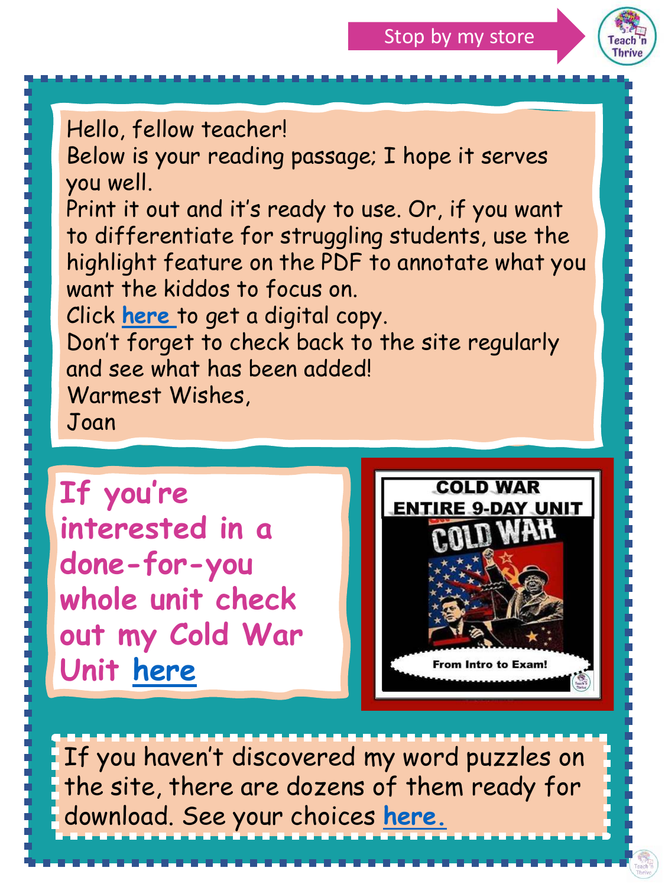Stop by my store

Hello, fellow teacher!
Below is your reading passage; I hope it serves you well.
Print it out and it's ready to use. Or, if you want to differentiate for struggling students, use the highlight feature on the PDF to annotate what you want the kiddos to focus on.
Click here to get a digital copy.
Don't forget to check back to the site regularly and see what has been added!
Warmest Wishes,
Joan

**If you're interested in a done-for-you whole unit check out my Cold War Unit here**

COLD WAR
ENTIRE 9-DAY UNIT
COLD WAR
From Intro to Exam!

If you haven't discovered my word puzzles on the site, there are dozens of them ready for download. See your choices here.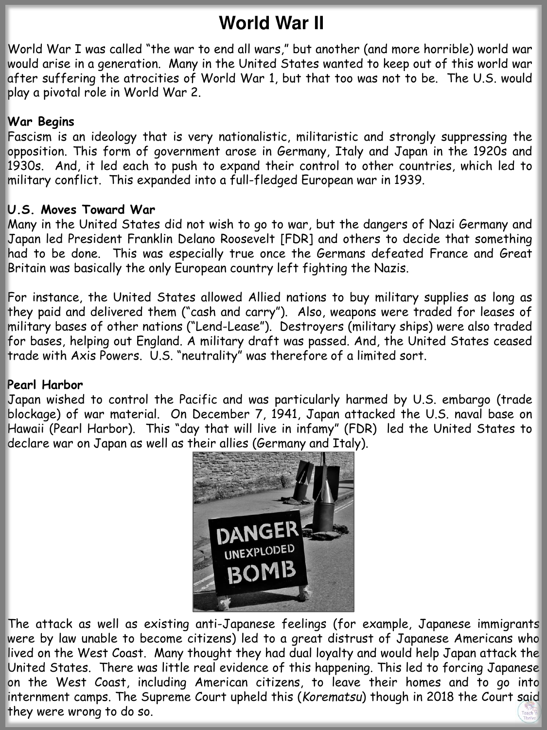# World War II

World War I was called "the war to end all wars," but another (and more horrible) world war would arise in a generation. Many in the United States wanted to keep out of this world war after suffering the atrocities of World War 1, but that too was not to be. The U.S. would play a pivotal role in World War 2.

**War Begins**

Fascism is an ideology that is very nationalistic, militaristic and strongly suppressing the opposition. This form of government arose in Germany, Italy and Japan in the 1920s and 1930s. And, it led each to push to expand their control to other countries, which led to military conflict. This expanded into a full-fledged European war in 1939.

**U.S. Moves Toward War**

Many in the United States did not wish to go to war, but the dangers of Nazi Germany and Japan led President Franklin Delano Roosevelt [FDR] and others to decide that something had to be done. This was especially true once the Germans defeated France and Great Britain was basically the only European country left fighting the Nazis.

For instance, the United States allowed Allied nations to buy military supplies as long as they paid and delivered them ("cash and carry"). Also, weapons were traded for leases of military bases of other nations ("Lend-Lease"). Destroyers (military ships) were also traded for bases, helping out England. A military draft was passed. And, the United States ceased trade with Axis Powers. U.S. "neutrality" was therefore of a limited sort.

**Pearl Harbor**

Japan wished to control the Pacific and was particularly harmed by U.S. embargo (trade blockage) of war material. On December 7, 1941, Japan attacked the U.S. naval base on Hawaii (Pearl Harbor). This "day that will live in infamy" (FDR) led the United States to declare war on Japan as well as their allies (Germany and Italy).

The attack as well as existing anti-Japanese feelings (for example, Japanese immigrants were by law unable to become citizens) led to a great distrust of Japanese Americans who lived on the West Coast. Many thought they had dual loyalty and would help Japan attack the United States. There was little real evidence of this happening. This led to forcing Japanese on the West Coast, including American citizens, to leave their homes and to go into internment camps. The Supreme Court upheld this (*Korematsu*) though in 2018 the Court said they were wrong to do so.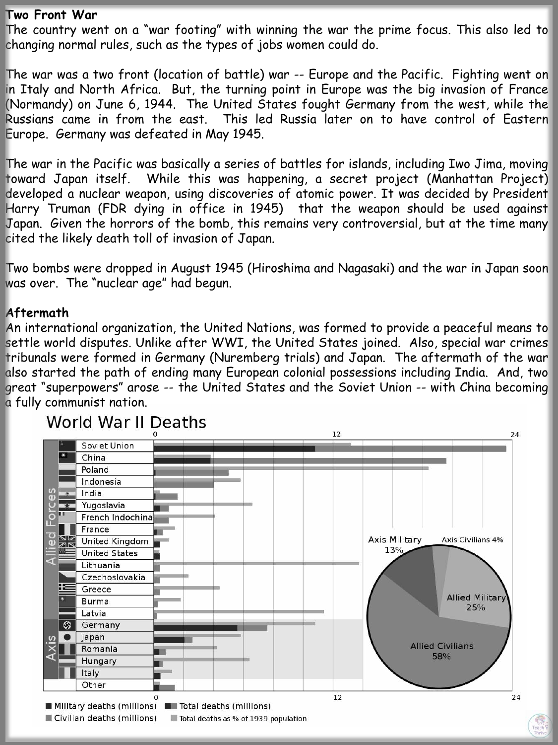**Two Front War**

The country went on a "war footing" with winning the war the prime focus. This also led to changing normal rules, such as the types of jobs women could do.

The war was a two front (location of battle) war -- Europe and the Pacific. Fighting went on in Italy and North Africa. But, the turning point in Europe was the big invasion of France (Normandy) on June 6, 1944. The United States fought Germany from the west, while the Russians came in from the east. This led Russia later on to have control of Eastern Europe. Germany was defeated in May 1945.

The war in the Pacific was basically a series of battles for islands, including Iwo Jima, moving toward Japan itself. While this was happening, a secret project (Manhattan Project) developed a nuclear weapon, using discoveries of atomic power. It was decided by President Harry Truman (FDR dying in office in 1945) that the weapon should be used against Japan. Given the horrors of the bomb, this remains very controversial, but at the time many cited the likely death toll of invasion of Japan.

Two bombs were dropped in August 1945 (Hiroshima and Nagasaki) and the war in Japan soon was over. The "nuclear age" had begun.

**Aftermath**

An international organization, the United Nations, was formed to provide a peaceful means to settle world disputes. Unlike after WWI, the United States joined. Also, special war crimes tribunals were formed in Germany (Nuremberg trials) and Japan. The aftermath of the war also started the path of ending many European colonial possessions including India. And, two great "superpowers" arose -- the United States and the Soviet Union -- with China becoming a fully communist nation.

World War II Deaths

Allied Forces: Soviet Union, China, Poland, Indonesia, India, Yugoslavia, French Indochina, France, United Kingdom, United States, Lithuania, Czechoslovakia, Greece, Burma, Latvia

Axis: Germany, Japan, Romania, Hungary, Italy

Other

Axis Military 13%, Axis Civilians 4%, Allied Military 25%, Allied Civilians 58%

■ Military deaths (millions) ■ Total deaths (millions)
■ Civilian deaths (millions) ■ Total deaths as % of 1939 population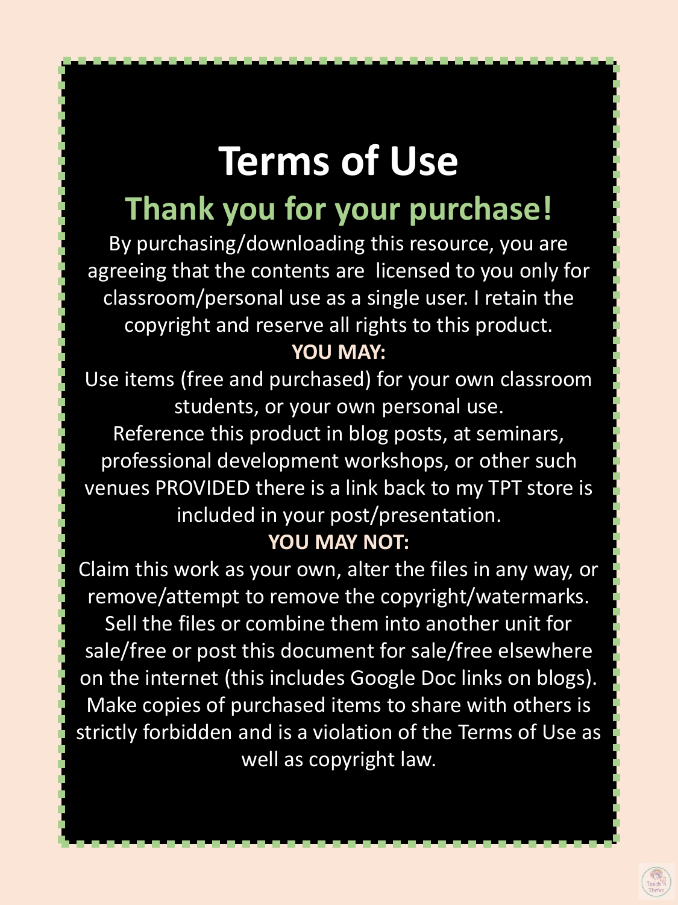# Terms of Use

## Thank you for your purchase!

By purchasing/downloading this resource, you are agreeing that the contents are licensed to you only for classroom/personal use as a single user. I retain the copyright and reserve all rights to this product.

**YOU MAY:**

Use items (free and purchased) for your own classroom students, or your own personal use.

Reference this product in blog posts, at seminars, professional development workshops, or other such venues PROVIDED there is a link back to my TPT store is included in your post/presentation.

**YOU MAY NOT:**

Claim this work as your own, alter the files in any way, or remove/attempt to remove the copyright/watermarks.

Sell the files or combine them into another unit for sale/free or post this document for sale/free elsewhere on the internet (this includes Google Doc links on blogs).

Make copies of purchased items to share with others is strictly forbidden and is a violation of the Terms of Use as well as copyright law.